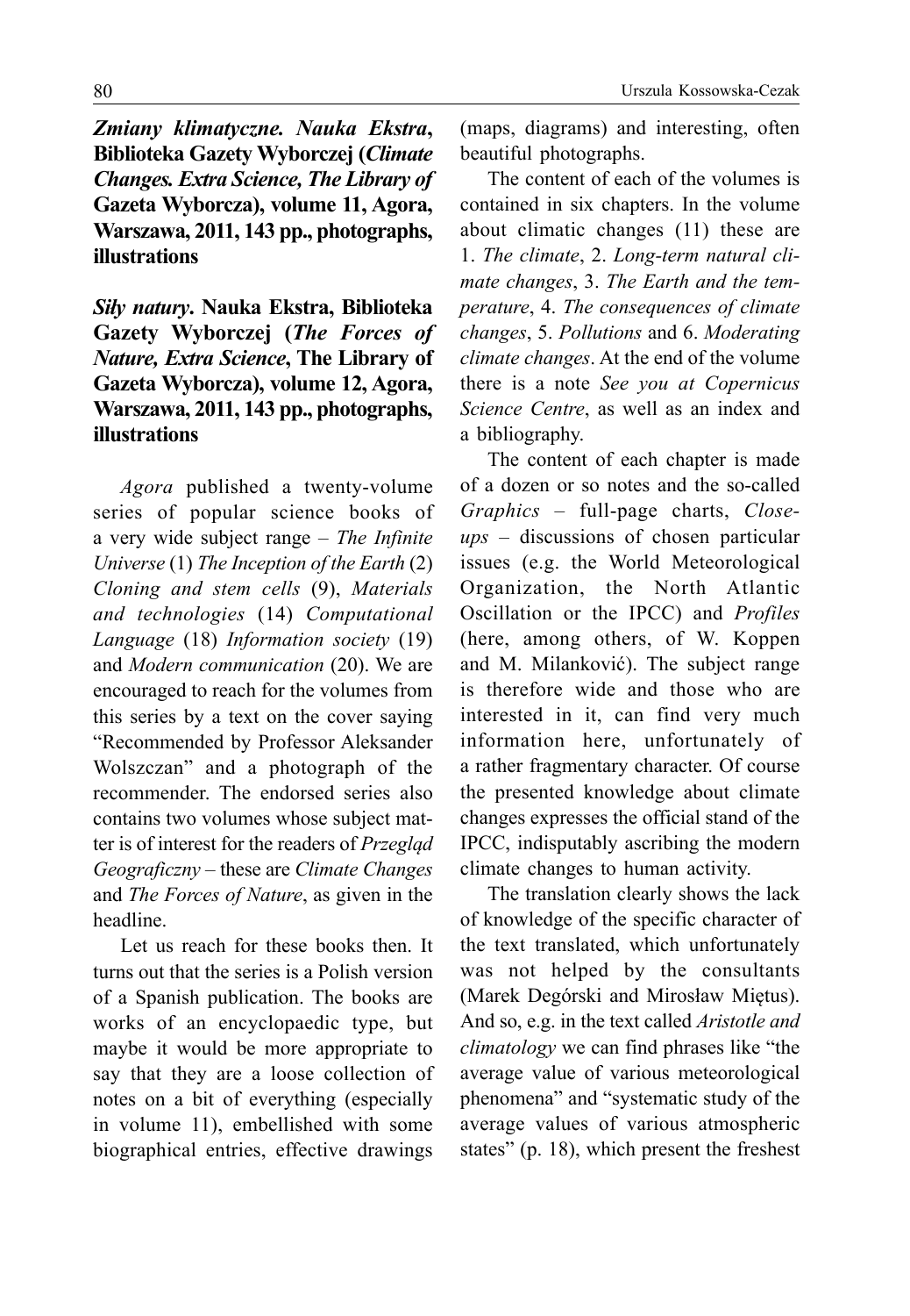***Zmiany klimatyczne. Nauka Ekstra*, Biblioteka Gazety Wyborczej (*Climate Changes. Extra Science, The Library of* Gazeta Wyborcza), volume 11, Agora, Warszawa, 2011, 143 pp., photographs, illustrations**

***Siły natury*. Nauka Ekstra, Biblioteka Gazety Wyborczej (*The Forces of Nature, Extra Science*, The Library of Gazeta Wyborcza), volume 12, Agora, Warszawa, 2011, 143 pp., photographs, illustrations**

*Agora* published a twenty-volume series of popular science books of a very wide subject range – *The Infinite Universe* (1) *The Inception of the Earth* (2) *Cloning and stem cells* (9), *Materials and technologies* (14) *Computational Language* (18) *Information society* (19) and *Modern communication* (20). We are encouraged to reach for the volumes from this series by a text on the cover saying "Recommended by Professor Aleksander Wolszczan" and a photograph of the recommender. The endorsed series also contains two volumes whose subject matter is of interest for the readers of *Przegląd Geograficzny* – these are *Climate Changes* and *The Forces of Nature*, as given in the headline.

Let us reach for these books then. It turns out that the series is a Polish version of a Spanish publication. The books are works of an encyclopaedic type, but maybe it would be more appropriate to say that they are a loose collection of notes on a bit of everything (especially in volume 11), embellished with some biographical entries, effective drawings (maps, diagrams) and interesting, often beautiful photographs.

The content of each of the volumes is contained in six chapters. In the volume about climatic changes (11) these are 1. *The climate*, 2. *Long-term natural climate changes*, 3. *The Earth and the temperature*, 4. *The consequences of climate changes*, 5. *Pollutions* and 6. *Moderating climate changes*. At the end of the volume there is a note *See you at Copernicus Science Centre*, as well as an index and a bibliography.

The content of each chapter is made of a dozen or so notes and the so-called *Graphics* – full-page charts, *Close-ups* – discussions of chosen particular issues (e.g. the World Meteorological Organization, the North Atlantic Oscillation or the IPCC) and *Profiles* (here, among others, of W. Koppen and M. Milanković). The subject range is therefore wide and those who are interested in it, can find very much information here, unfortunately of a rather fragmentary character. Of course the presented knowledge about climate changes expresses the official stand of the IPCC, indisputably ascribing the modern climate changes to human activity.

The translation clearly shows the lack of knowledge of the specific character of the text translated, which unfortunately was not helped by the consultants (Marek Degórski and Mirosław Miętus). And so, e.g. in the text called *Aristotle and climatology* we can find phrases like "the average value of various meteorological phenomena" and "systematic study of the average values of various atmospheric states" (p. 18), which present the freshest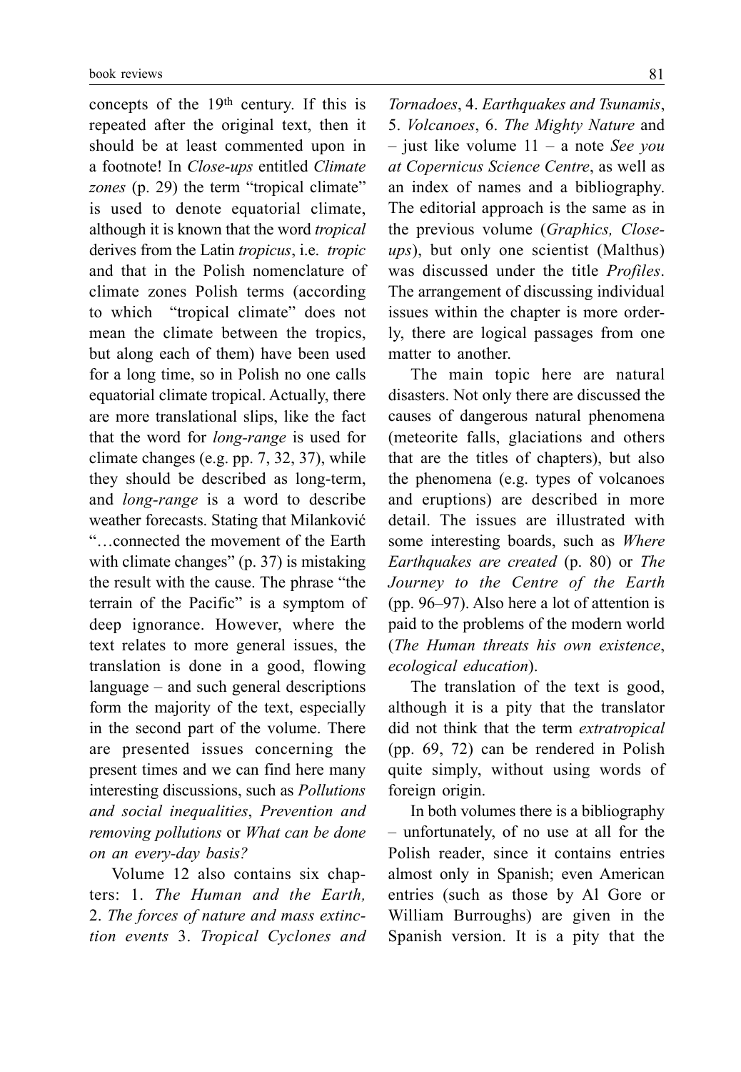concepts of the 19th century. If this is repeated after the original text, then it should be at least commented upon in a footnote! In *Close-ups* entitled *Climate zones* (p. 29) the term "tropical climate" is used to denote equatorial climate, although it is known that the word *tropical* derives from the Latin *tropicus*, i.e. *tropic* and that in the Polish nomenclature of climate zones Polish terms (according to which "tropical climate" does not mean the climate between the tropics, but along each of them) have been used for a long time, so in Polish no one calls equatorial climate tropical. Actually, there are more translational slips, like the fact that the word for *long-range* is used for climate changes (e.g. pp. 7, 32, 37), while they should be described as long-term, and *long-range* is a word to describe weather forecasts. Stating that Milanković "…connected the movement of the Earth with climate changes" (p. 37) is mistaking the result with the cause. The phrase "the terrain of the Pacific" is a symptom of deep ignorance. However, where the text relates to more general issues, the translation is done in a good, flowing language – and such general descriptions form the majority of the text, especially in the second part of the volume. There are presented issues concerning the present times and we can find here many interesting discussions, such as *Pollutions and social inequalities*, *Prevention and removing pollutions* or *What can be done on an every-day basis?*

Volume 12 also contains six chapters: 1. *The Human and the Earth,* 2. *The forces of nature and mass extinction events* 3. *Tropical Cyclones and Tornadoes*, 4. *Earthquakes and Tsunamis*, 5. *Volcanoes*, 6. *The Mighty Nature* and – just like volume 11 – a note *See you at Copernicus Science Centre*, as well as an index of names and a bibliography. The editorial approach is the same as in the previous volume (*Graphics, Close-ups*), but only one scientist (Malthus) was discussed under the title *Profiles*. The arrangement of discussing individual issues within the chapter is more orderly, there are logical passages from one matter to another.

The main topic here are natural disasters. Not only there are discussed the causes of dangerous natural phenomena (meteorite falls, glaciations and others that are the titles of chapters), but also the phenomena (e.g. types of volcanoes and eruptions) are described in more detail. The issues are illustrated with some interesting boards, such as *Where Earthquakes are created* (p. 80) or *The Journey to the Centre of the Earth* (pp. 96–97). Also here a lot of attention is paid to the problems of the modern world (*The Human threats his own existence*, *ecological education*).

The translation of the text is good, although it is a pity that the translator did not think that the term *extratropical* (pp. 69, 72) can be rendered in Polish quite simply, without using words of foreign origin.

In both volumes there is a bibliography – unfortunately, of no use at all for the Polish reader, since it contains entries almost only in Spanish; even American entries (such as those by Al Gore or William Burroughs) are given in the Spanish version. It is a pity that the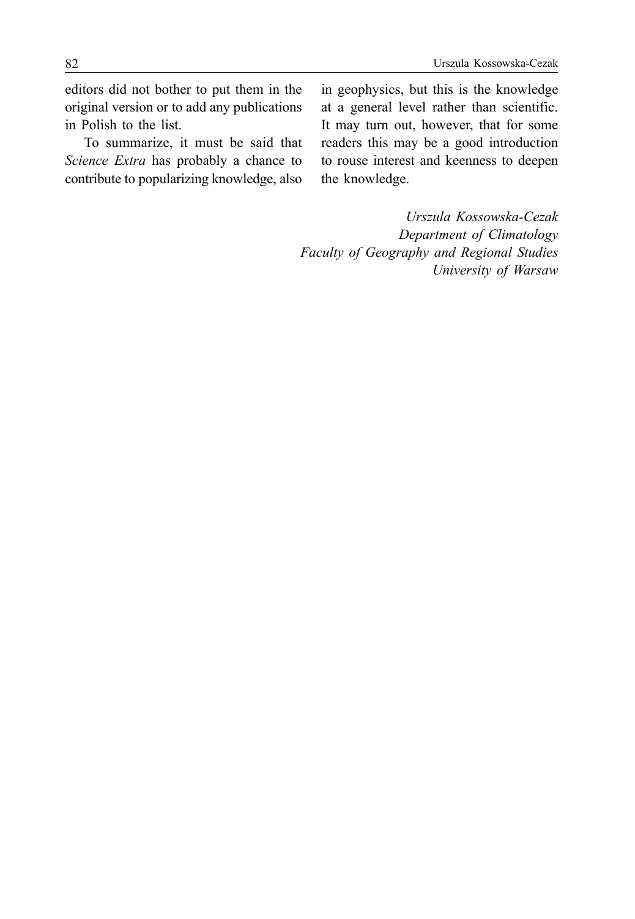editors did not bother to put them in the original version or to add any publications in Polish to the list.

To summarize, it must be said that *Science Extra* has probably a chance to contribute to popularizing knowledge, also in geophysics, but this is the knowledge at a general level rather than scientific. It may turn out, however, that for some readers this may be a good introduction to rouse interest and keenness to deepen the knowledge.

*Urszula Kossowska-Cezak*
*Department of Climatology*
*Faculty of Geography and Regional Studies*
*University of Warsaw*